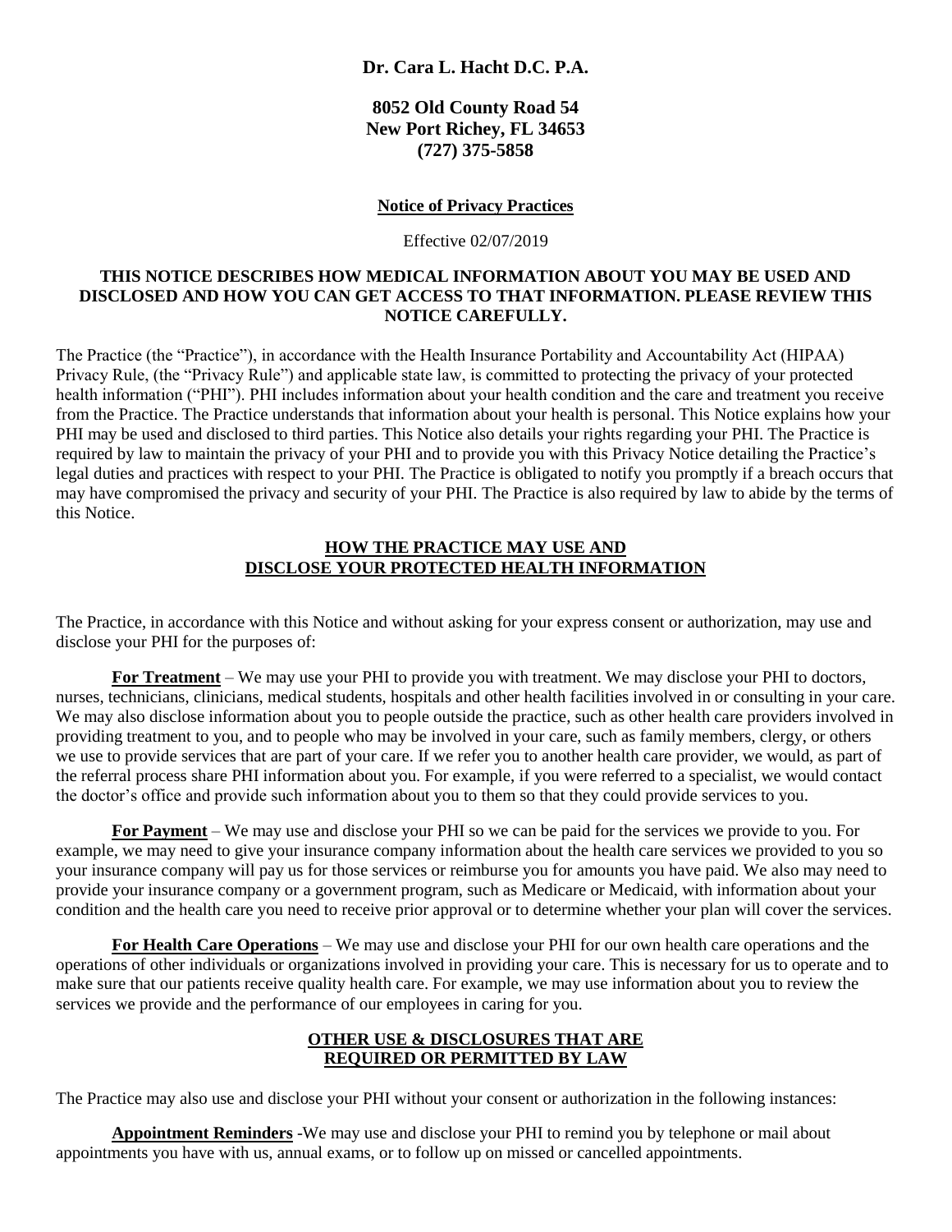**Dr. Cara L. Hacht D.C. P.A.**

**8052 Old County Road 54**
**New Port Richey, FL 34653**
**(727) 375-5858**

## Notice of Privacy Practices

Effective 02/07/2019

**THIS NOTICE DESCRIBES HOW MEDICAL INFORMATION ABOUT YOU MAY BE USED AND DISCLOSED AND HOW YOU CAN GET ACCESS TO THAT INFORMATION. PLEASE REVIEW THIS NOTICE CAREFULLY.**

The Practice (the "Practice"), in accordance with the Health Insurance Portability and Accountability Act (HIPAA) Privacy Rule, (the "Privacy Rule") and applicable state law, is committed to protecting the privacy of your protected health information ("PHI"). PHI includes information about your health condition and the care and treatment you receive from the Practice. The Practice understands that information about your health is personal. This Notice explains how your PHI may be used and disclosed to third parties. This Notice also details your rights regarding your PHI. The Practice is required by law to maintain the privacy of your PHI and to provide you with this Privacy Notice detailing the Practice's legal duties and practices with respect to your PHI. The Practice is obligated to notify you promptly if a breach occurs that may have compromised the privacy and security of your PHI. The Practice is also required by law to abide by the terms of this Notice.

## HOW THE PRACTICE MAY USE AND DISCLOSE YOUR PROTECTED HEALTH INFORMATION

The Practice, in accordance with this Notice and without asking for your express consent or authorization, may use and disclose your PHI for the purposes of:

**For Treatment** – We may use your PHI to provide you with treatment. We may disclose your PHI to doctors, nurses, technicians, clinicians, medical students, hospitals and other health facilities involved in or consulting in your care. We may also disclose information about you to people outside the practice, such as other health care providers involved in providing treatment to you, and to people who may be involved in your care, such as family members, clergy, or others we use to provide services that are part of your care. If we refer you to another health care provider, we would, as part of the referral process share PHI information about you. For example, if you were referred to a specialist, we would contact the doctor's office and provide such information about you to them so that they could provide services to you.

**For Payment** – We may use and disclose your PHI so we can be paid for the services we provide to you. For example, we may need to give your insurance company information about the health care services we provided to you so your insurance company will pay us for those services or reimburse you for amounts you have paid. We also may need to provide your insurance company or a government program, such as Medicare or Medicaid, with information about your condition and the health care you need to receive prior approval or to determine whether your plan will cover the services.

**For Health Care Operations** – We may use and disclose your PHI for our own health care operations and the operations of other individuals or organizations involved in providing your care. This is necessary for us to operate and to make sure that our patients receive quality health care. For example, we may use information about you to review the services we provide and the performance of our employees in caring for you.

## OTHER USE & DISCLOSURES THAT ARE REQUIRED OR PERMITTED BY LAW

The Practice may also use and disclose your PHI without your consent or authorization in the following instances:

**Appointment Reminders** -We may use and disclose your PHI to remind you by telephone or mail about appointments you have with us, annual exams, or to follow up on missed or cancelled appointments.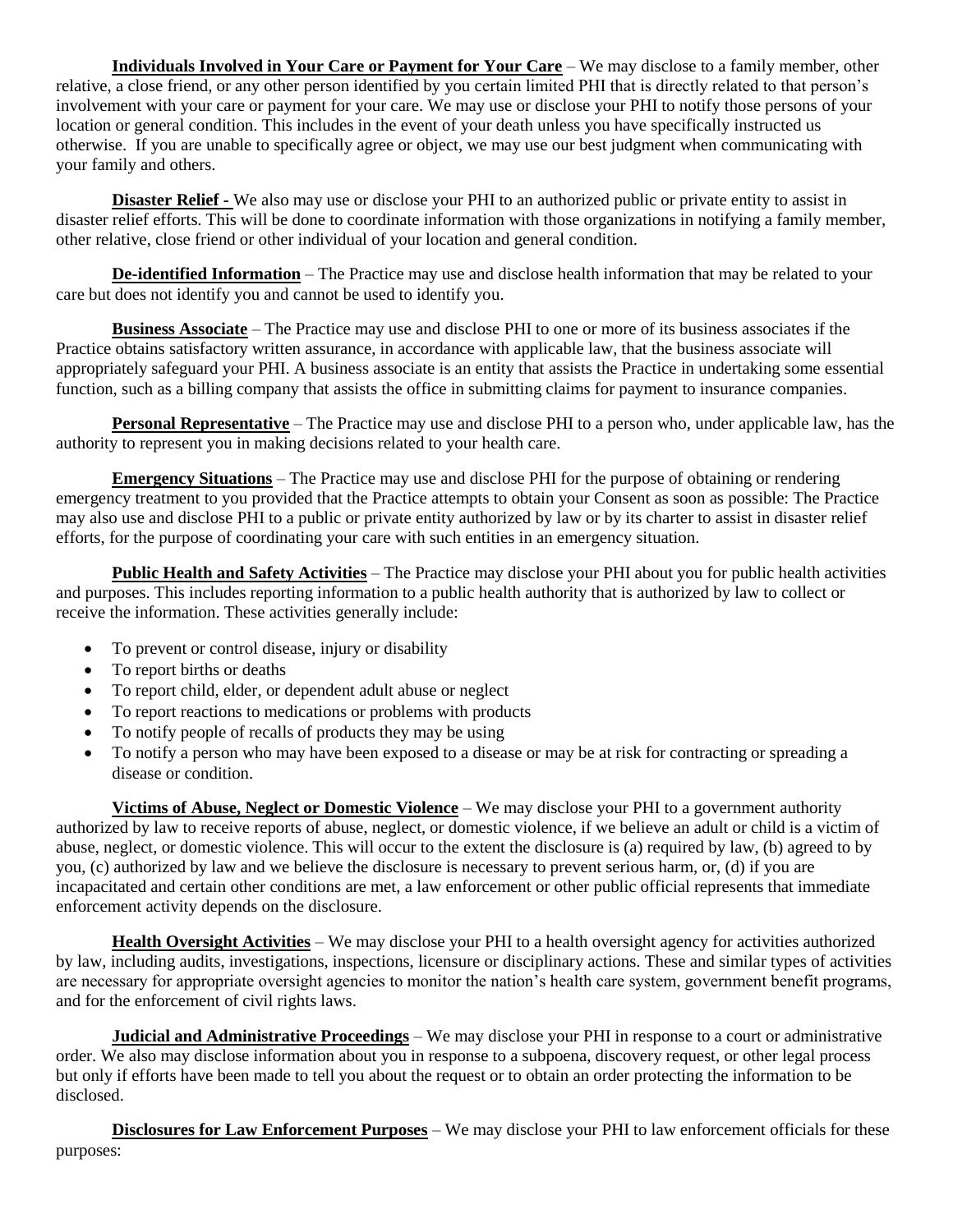**Individuals Involved in Your Care or Payment for Your Care** – We may disclose to a family member, other relative, a close friend, or any other person identified by you certain limited PHI that is directly related to that person's involvement with your care or payment for your care. We may use or disclose your PHI to notify those persons of your location or general condition. This includes in the event of your death unless you have specifically instructed us otherwise. If you are unable to specifically agree or object, we may use our best judgment when communicating with your family and others.

**Disaster Relief -** We also may use or disclose your PHI to an authorized public or private entity to assist in disaster relief efforts. This will be done to coordinate information with those organizations in notifying a family member, other relative, close friend or other individual of your location and general condition.

**De-identified Information** – The Practice may use and disclose health information that may be related to your care but does not identify you and cannot be used to identify you.

**Business Associate** – The Practice may use and disclose PHI to one or more of its business associates if the Practice obtains satisfactory written assurance, in accordance with applicable law, that the business associate will appropriately safeguard your PHI. A business associate is an entity that assists the Practice in undertaking some essential function, such as a billing company that assists the office in submitting claims for payment to insurance companies.

**Personal Representative** – The Practice may use and disclose PHI to a person who, under applicable law, has the authority to represent you in making decisions related to your health care.

**Emergency Situations** – The Practice may use and disclose PHI for the purpose of obtaining or rendering emergency treatment to you provided that the Practice attempts to obtain your Consent as soon as possible: The Practice may also use and disclose PHI to a public or private entity authorized by law or by its charter to assist in disaster relief efforts, for the purpose of coordinating your care with such entities in an emergency situation.

**Public Health and Safety Activities** – The Practice may disclose your PHI about you for public health activities and purposes. This includes reporting information to a public health authority that is authorized by law to collect or receive the information. These activities generally include:

- To prevent or control disease, injury or disability
- To report births or deaths
- To report child, elder, or dependent adult abuse or neglect
- To report reactions to medications or problems with products
- To notify people of recalls of products they may be using
- To notify a person who may have been exposed to a disease or may be at risk for contracting or spreading a disease or condition.

**Victims of Abuse, Neglect or Domestic Violence** – We may disclose your PHI to a government authority authorized by law to receive reports of abuse, neglect, or domestic violence, if we believe an adult or child is a victim of abuse, neglect, or domestic violence. This will occur to the extent the disclosure is (a) required by law, (b) agreed to by you, (c) authorized by law and we believe the disclosure is necessary to prevent serious harm, or, (d) if you are incapacitated and certain other conditions are met, a law enforcement or other public official represents that immediate enforcement activity depends on the disclosure.

**Health Oversight Activities** – We may disclose your PHI to a health oversight agency for activities authorized by law, including audits, investigations, inspections, licensure or disciplinary actions. These and similar types of activities are necessary for appropriate oversight agencies to monitor the nation's health care system, government benefit programs, and for the enforcement of civil rights laws.

**Judicial and Administrative Proceedings** – We may disclose your PHI in response to a court or administrative order. We also may disclose information about you in response to a subpoena, discovery request, or other legal process but only if efforts have been made to tell you about the request or to obtain an order protecting the information to be disclosed.

**Disclosures for Law Enforcement Purposes** – We may disclose your PHI to law enforcement officials for these purposes: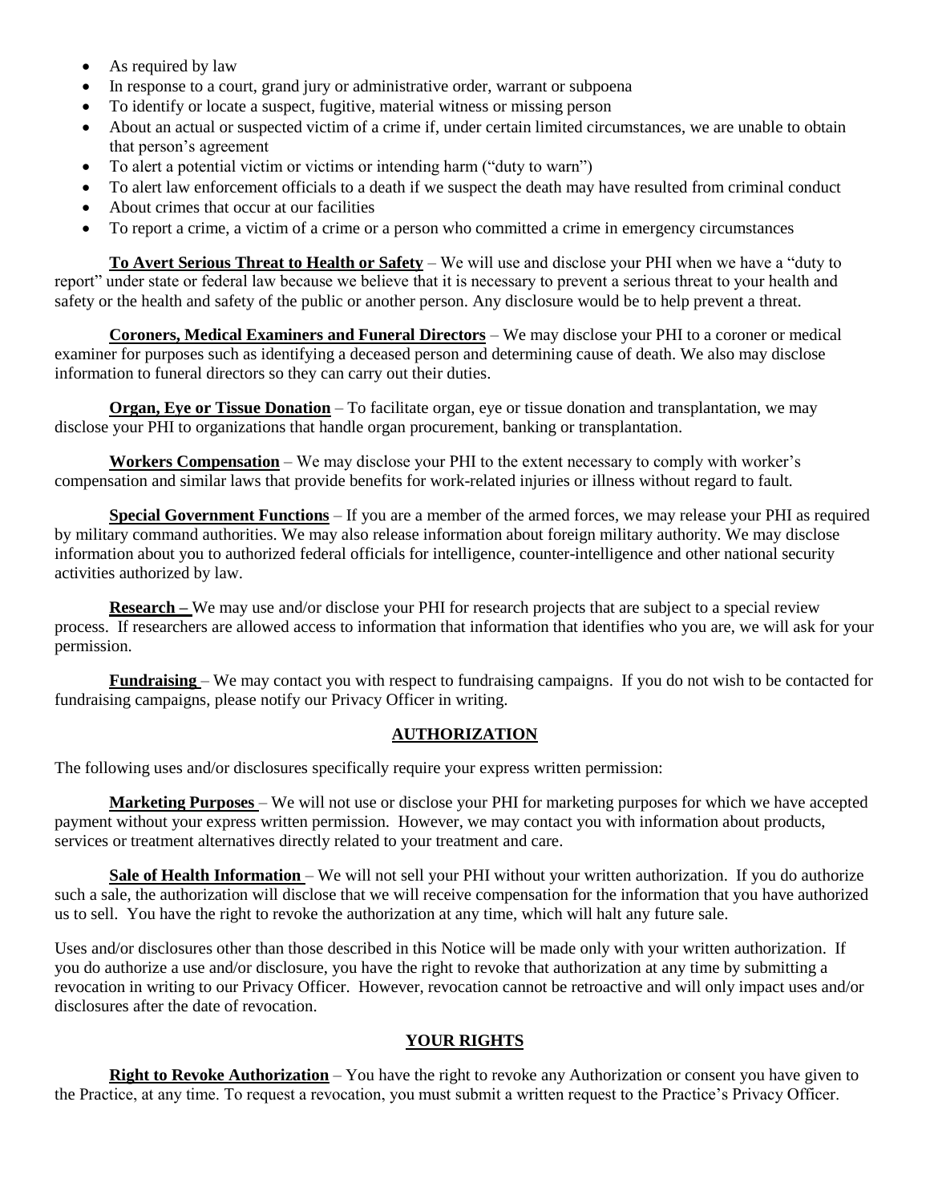- As required by law
- In response to a court, grand jury or administrative order, warrant or subpoena
- To identify or locate a suspect, fugitive, material witness or missing person
- About an actual or suspected victim of a crime if, under certain limited circumstances, we are unable to obtain that person's agreement
- To alert a potential victim or victims or intending harm ("duty to warn")
- To alert law enforcement officials to a death if we suspect the death may have resulted from criminal conduct
- About crimes that occur at our facilities
- To report a crime, a victim of a crime or a person who committed a crime in emergency circumstances

**To Avert Serious Threat to Health or Safety** – We will use and disclose your PHI when we have a "duty to report" under state or federal law because we believe that it is necessary to prevent a serious threat to your health and safety or the health and safety of the public or another person. Any disclosure would be to help prevent a threat.

**Coroners, Medical Examiners and Funeral Directors** – We may disclose your PHI to a coroner or medical examiner for purposes such as identifying a deceased person and determining cause of death. We also may disclose information to funeral directors so they can carry out their duties.

**Organ, Eye or Tissue Donation** – To facilitate organ, eye or tissue donation and transplantation, we may disclose your PHI to organizations that handle organ procurement, banking or transplantation.

**Workers Compensation** – We may disclose your PHI to the extent necessary to comply with worker's compensation and similar laws that provide benefits for work-related injuries or illness without regard to fault.

**Special Government Functions** – If you are a member of the armed forces, we may release your PHI as required by military command authorities. We may also release information about foreign military authority. We may disclose information about you to authorized federal officials for intelligence, counter-intelligence and other national security activities authorized by law.

**Research –** We may use and/or disclose your PHI for research projects that are subject to a special review process. If researchers are allowed access to information that information that identifies who you are, we will ask for your permission.

**Fundraising** – We may contact you with respect to fundraising campaigns. If you do not wish to be contacted for fundraising campaigns, please notify our Privacy Officer in writing.

## AUTHORIZATION

The following uses and/or disclosures specifically require your express written permission:

**Marketing Purposes** – We will not use or disclose your PHI for marketing purposes for which we have accepted payment without your express written permission. However, we may contact you with information about products, services or treatment alternatives directly related to your treatment and care.

**Sale of Health Information** – We will not sell your PHI without your written authorization. If you do authorize such a sale, the authorization will disclose that we will receive compensation for the information that you have authorized us to sell. You have the right to revoke the authorization at any time, which will halt any future sale.

Uses and/or disclosures other than those described in this Notice will be made only with your written authorization. If you do authorize a use and/or disclosure, you have the right to revoke that authorization at any time by submitting a revocation in writing to our Privacy Officer. However, revocation cannot be retroactive and will only impact uses and/or disclosures after the date of revocation.

## YOUR RIGHTS

**Right to Revoke Authorization** – You have the right to revoke any Authorization or consent you have given to the Practice, at any time. To request a revocation, you must submit a written request to the Practice's Privacy Officer.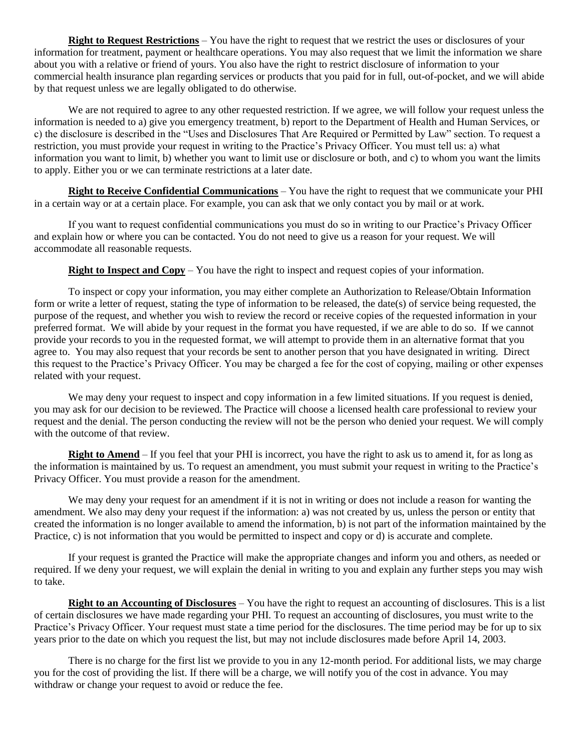**Right to Request Restrictions** – You have the right to request that we restrict the uses or disclosures of your information for treatment, payment or healthcare operations. You may also request that we limit the information we share about you with a relative or friend of yours. You also have the right to restrict disclosure of information to your commercial health insurance plan regarding services or products that you paid for in full, out-of-pocket, and we will abide by that request unless we are legally obligated to do otherwise.

We are not required to agree to any other requested restriction. If we agree, we will follow your request unless the information is needed to a) give you emergency treatment, b) report to the Department of Health and Human Services, or c) the disclosure is described in the "Uses and Disclosures That Are Required or Permitted by Law" section. To request a restriction, you must provide your request in writing to the Practice's Privacy Officer. You must tell us: a) what information you want to limit, b) whether you want to limit use or disclosure or both, and c) to whom you want the limits to apply. Either you or we can terminate restrictions at a later date.

**Right to Receive Confidential Communications** – You have the right to request that we communicate your PHI in a certain way or at a certain place. For example, you can ask that we only contact you by mail or at work.

If you want to request confidential communications you must do so in writing to our Practice's Privacy Officer and explain how or where you can be contacted. You do not need to give us a reason for your request. We will accommodate all reasonable requests.

**Right to Inspect and Copy** – You have the right to inspect and request copies of your information.

To inspect or copy your information, you may either complete an Authorization to Release/Obtain Information form or write a letter of request, stating the type of information to be released, the date(s) of service being requested, the purpose of the request, and whether you wish to review the record or receive copies of the requested information in your preferred format. We will abide by your request in the format you have requested, if we are able to do so. If we cannot provide your records to you in the requested format, we will attempt to provide them in an alternative format that you agree to. You may also request that your records be sent to another person that you have designated in writing. Direct this request to the Practice's Privacy Officer. You may be charged a fee for the cost of copying, mailing or other expenses related with your request.

We may deny your request to inspect and copy information in a few limited situations. If you request is denied, you may ask for our decision to be reviewed. The Practice will choose a licensed health care professional to review your request and the denial. The person conducting the review will not be the person who denied your request. We will comply with the outcome of that review.

**Right to Amend** – If you feel that your PHI is incorrect, you have the right to ask us to amend it, for as long as the information is maintained by us. To request an amendment, you must submit your request in writing to the Practice's Privacy Officer. You must provide a reason for the amendment.

We may deny your request for an amendment if it is not in writing or does not include a reason for wanting the amendment. We also may deny your request if the information: a) was not created by us, unless the person or entity that created the information is no longer available to amend the information, b) is not part of the information maintained by the Practice, c) is not information that you would be permitted to inspect and copy or d) is accurate and complete.

If your request is granted the Practice will make the appropriate changes and inform you and others, as needed or required. If we deny your request, we will explain the denial in writing to you and explain any further steps you may wish to take.

**Right to an Accounting of Disclosures** – You have the right to request an accounting of disclosures. This is a list of certain disclosures we have made regarding your PHI. To request an accounting of disclosures, you must write to the Practice's Privacy Officer. Your request must state a time period for the disclosures. The time period may be for up to six years prior to the date on which you request the list, but may not include disclosures made before April 14, 2003.

There is no charge for the first list we provide to you in any 12-month period. For additional lists, we may charge you for the cost of providing the list. If there will be a charge, we will notify you of the cost in advance. You may withdraw or change your request to avoid or reduce the fee.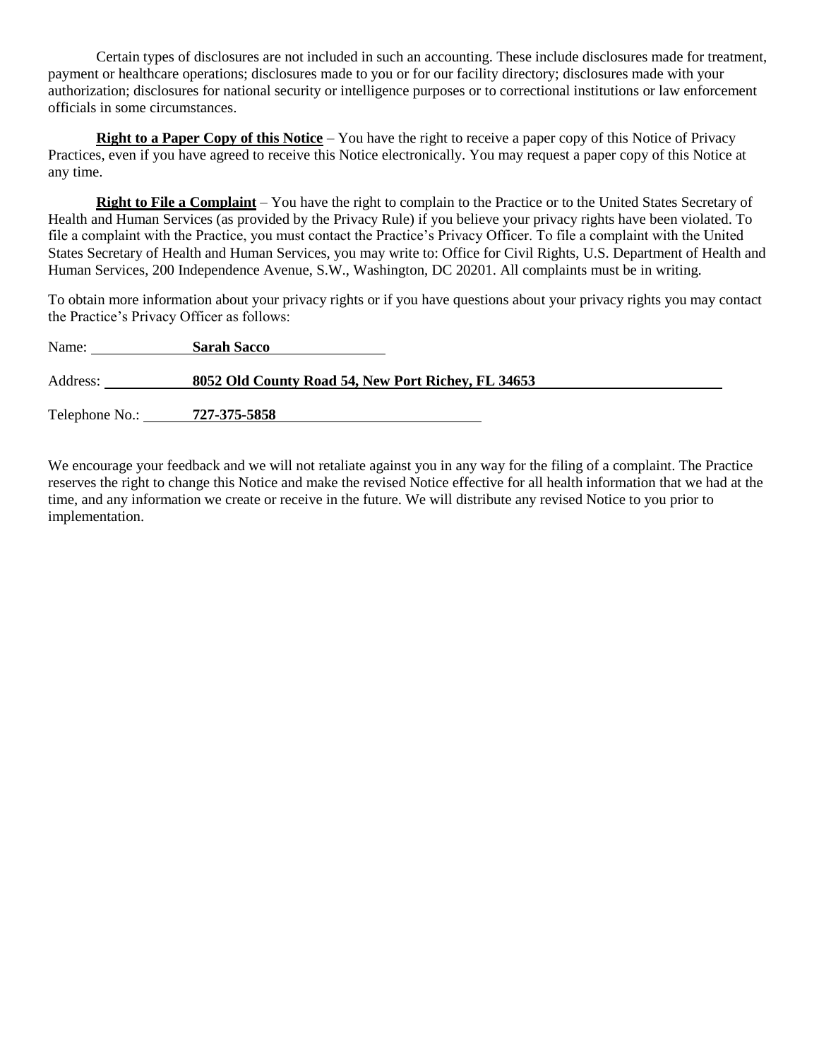Certain types of disclosures are not included in such an accounting. These include disclosures made for treatment, payment or healthcare operations; disclosures made to you or for our facility directory; disclosures made with your authorization; disclosures for national security or intelligence purposes or to correctional institutions or law enforcement officials in some circumstances.

**Right to a Paper Copy of this Notice** – You have the right to receive a paper copy of this Notice of Privacy Practices, even if you have agreed to receive this Notice electronically. You may request a paper copy of this Notice at any time.

**Right to File a Complaint** – You have the right to complain to the Practice or to the United States Secretary of Health and Human Services (as provided by the Privacy Rule) if you believe your privacy rights have been violated. To file a complaint with the Practice, you must contact the Practice's Privacy Officer. To file a complaint with the United States Secretary of Health and Human Services, you may write to: Office for Civil Rights, U.S. Department of Health and Human Services, 200 Independence Avenue, S.W., Washington, DC 20201. All complaints must be in writing.

To obtain more information about your privacy rights or if you have questions about your privacy rights you may contact the Practice's Privacy Officer as follows:

Name: **Sarah Sacco**

Address: **8052 Old County Road 54, New Port Richey, FL 34653**

Telephone No.: **727-375-5858**

We encourage your feedback and we will not retaliate against you in any way for the filing of a complaint. The Practice reserves the right to change this Notice and make the revised Notice effective for all health information that we had at the time, and any information we create or receive in the future. We will distribute any revised Notice to you prior to implementation.